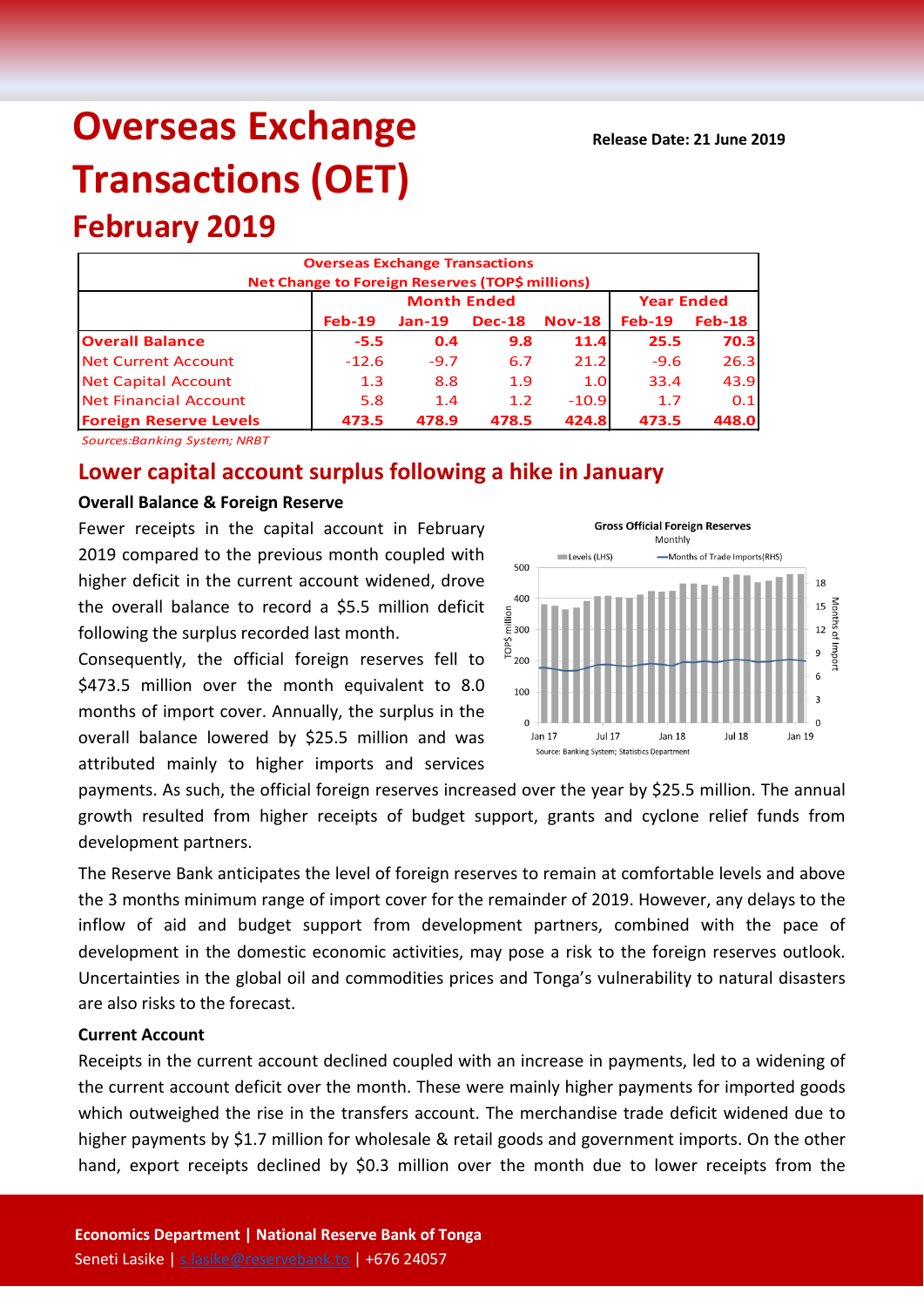# Overseas Exchange Transactions (OET)

**Release Date: 21 June 2019**

## February 2019

| Overseas Exchange Transactions<br>Net Change to Foreign Reserves (TOP$ millions) | Month Ended | | | | Year Ended | |
|---|---|---|---|---|---|---|
| | **Feb-19** | **Jan-19** | **Dec-18** | **Nov-18** | **Feb-19** | **Feb-18** |
| **Overall Balance** | **-5.5** | **0.4** | **9.8** | **11.4** | **25.5** | **70.3** |
| Net Current Account | -12.6 | -9.7 | 6.7 | 21.2 | -9.6 | 26.3 |
| Net Capital Account | 1.3 | 8.8 | 1.9 | 1.0 | 33.4 | 43.9 |
| Net Financial Account | 5.8 | 1.4 | 1.2 | -10.9 | 1.7 | 0.1 |
| **Foreign Reserve Levels** | **473.5** | **478.9** | **478.5** | **424.8** | **473.5** | **448.0** |

*Sources:Banking System; NRBT*

## Lower capital account surplus following a hike in January

### Overall Balance & Foreign Reserve

Fewer receipts in the capital account in February 2019 compared to the previous month coupled with higher deficit in the current account widened, drove the overall balance to record a $5.5 million deficit following the surplus recorded last month.

Consequently, the official foreign reserves fell to $473.5 million over the month equivalent to 8.0 months of import cover. Annually, the surplus in the overall balance lowered by $25.5 million and was attributed mainly to higher imports and services payments. As such, the official foreign reserves increased over the year by $25.5 million. The annual growth resulted from higher receipts of budget support, grants and cyclone relief funds from development partners.

The Reserve Bank anticipates the level of foreign reserves to remain at comfortable levels and above the 3 months minimum range of import cover for the remainder of 2019. However, any delays to the inflow of aid and budget support from development partners, combined with the pace of development in the domestic economic activities, may pose a risk to the foreign reserves outlook. Uncertainties in the global oil and commodities prices and Tonga's vulnerability to natural disasters are also risks to the forecast.

### Current Account

Receipts in the current account declined coupled with an increase in payments, led to a widening of the current account deficit over the month. These were mainly higher payments for imported goods which outweighed the rise in the transfers account. The merchandise trade deficit widened due to higher payments by $1.7 million for wholesale & retail goods and government imports. On the other hand, export receipts declined by $0.3 million over the month due to lower receipts from the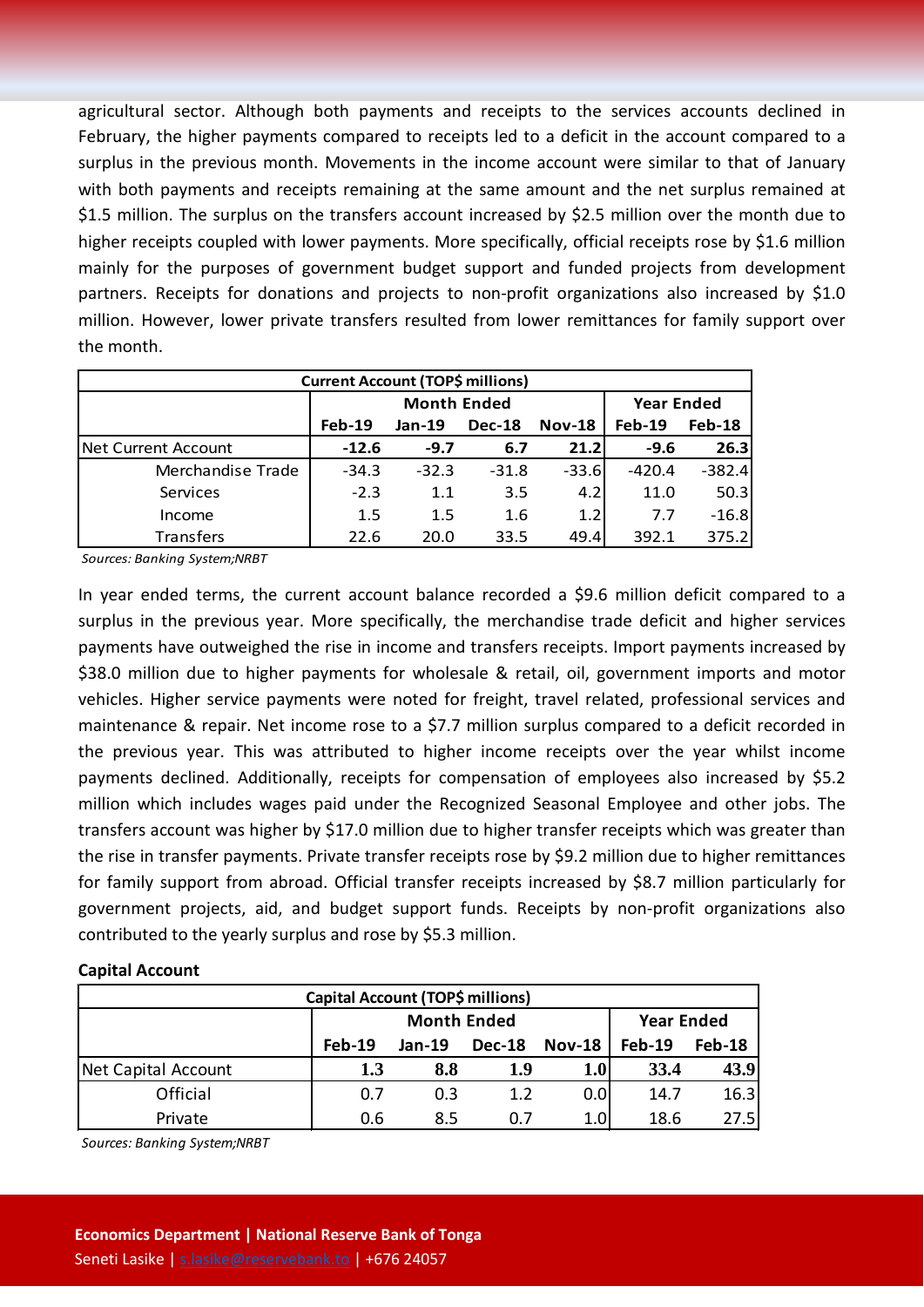agricultural sector. Although both payments and receipts to the services accounts declined in February, the higher payments compared to receipts led to a deficit in the account compared to a surplus in the previous month. Movements in the income account were similar to that of January with both payments and receipts remaining at the same amount and the net surplus remained at $1.5 million. The surplus on the transfers account increased by $2.5 million over the month due to higher receipts coupled with lower payments. More specifically, official receipts rose by $1.6 million mainly for the purposes of government budget support and funded projects from development partners. Receipts for donations and projects to non-profit organizations also increased by $1.0 million. However, lower private transfers resulted from lower remittances for family support over the month.

| Current Account (TOP$ millions) | | | | | | |
|---|---|---|---|---|---|---|
| | Month Ended | | | | Year Ended | |
| | Feb-19 | Jan-19 | Dec-18 | Nov-18 | Feb-19 | Feb-18 |
| Net Current Account | **-12.6** | **-9.7** | **6.7** | **21.2** | **-9.6** | **26.3** |
| Merchandise Trade | -34.3 | -32.3 | -31.8 | -33.6 | -420.4 | -382.4 |
| Services | -2.3 | 1.1 | 3.5 | 4.2 | 11.0 | 50.3 |
| Income | 1.5 | 1.5 | 1.6 | 1.2 | 7.7 | -16.8 |
| Transfers | 22.6 | 20.0 | 33.5 | 49.4 | 392.1 | 375.2 |

*Sources: Banking System;NRBT*

In year ended terms, the current account balance recorded a $9.6 million deficit compared to a surplus in the previous year. More specifically, the merchandise trade deficit and higher services payments have outweighed the rise in income and transfers receipts. Import payments increased by $38.0 million due to higher payments for wholesale & retail, oil, government imports and motor vehicles. Higher service payments were noted for freight, travel related, professional services and maintenance & repair. Net income rose to a $7.7 million surplus compared to a deficit recorded in the previous year. This was attributed to higher income receipts over the year whilst income payments declined. Additionally, receipts for compensation of employees also increased by $5.2 million which includes wages paid under the Recognized Seasonal Employee and other jobs. The transfers account was higher by $17.0 million due to higher transfer receipts which was greater than the rise in transfer payments. Private transfer receipts rose by $9.2 million due to higher remittances for family support from abroad. Official transfer receipts increased by $8.7 million particularly for government projects, aid, and budget support funds. Receipts by non-profit organizations also contributed to the yearly surplus and rose by $5.3 million.

**Capital Account**

| Capital Account (TOP$ millions) | | | | | | |
|---|---|---|---|---|---|---|
| | Month Ended | | | | Year Ended | |
| | Feb-19 | Jan-19 | Dec-18 | Nov-18 | Feb-19 | Feb-18 |
| Net Capital Account | **1.3** | **8.8** | **1.9** | **1.0** | **33.4** | **43.9** |
| Official | 0.7 | 0.3 | 1.2 | 0.0 | 14.7 | 16.3 |
| Private | 0.6 | 8.5 | 0.7 | 1.0 | 18.6 | 27.5 |

*Sources: Banking System;NRBT*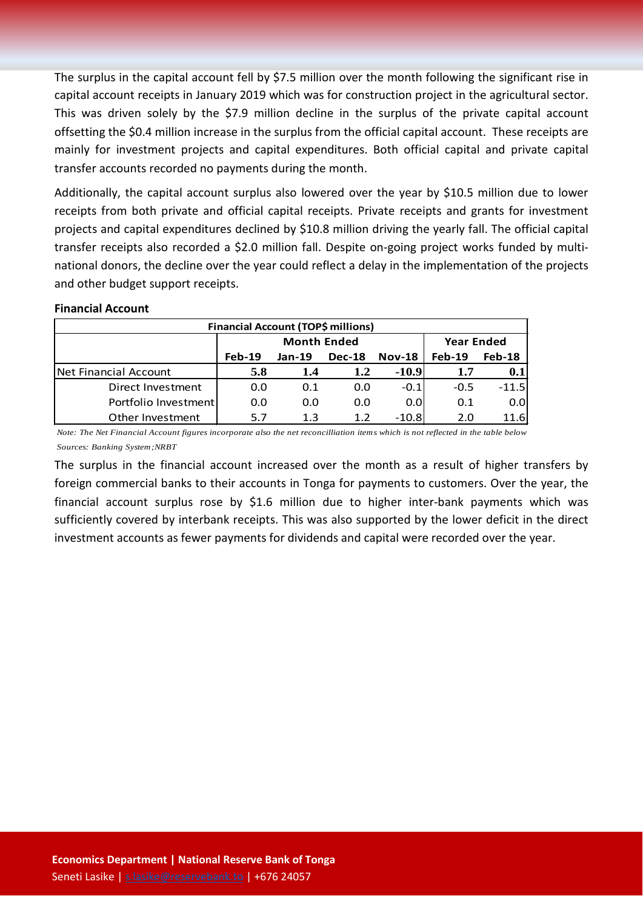The surplus in the capital account fell by $7.5 million over the month following the significant rise in capital account receipts in January 2019 which was for construction project in the agricultural sector. This was driven solely by the $7.9 million decline in the surplus of the private capital account offsetting the $0.4 million increase in the surplus from the official capital account. These receipts are mainly for investment projects and capital expenditures. Both official capital and private capital transfer accounts recorded no payments during the month.

Additionally, the capital account surplus also lowered over the year by $10.5 million due to lower receipts from both private and official capital receipts. Private receipts and grants for investment projects and capital expenditures declined by $10.8 million driving the yearly fall. The official capital transfer receipts also recorded a $2.0 million fall. Despite on-going project works funded by multi-national donors, the decline over the year could reflect a delay in the implementation of the projects and other budget support receipts.

**Financial Account**

| Financial Account (TOP$ millions) | | | | | | |
|---|---|---|---|---|---|---|
| | Month Ended | | | | Year Ended | |
| | Feb-19 | Jan-19 | Dec-18 | Nov-18 | Feb-19 | Feb-18 |
| Net Financial Account | **5.8** | **1.4** | **1.2** | **-10.9** | **1.7** | **0.1** |
| Direct Investment | 0.0 | 0.1 | 0.0 | -0.1 | -0.5 | -11.5 |
| Portfolio Investment | 0.0 | 0.0 | 0.0 | 0.0 | 0.1 | 0.0 |
| Other Investment | 5.7 | 1.3 | 1.2 | -10.8 | 2.0 | 11.6 |

*Note: The Net Financial Account figures incorporate also the net reconcilliation items which is not reflected in the table below*

*Sources: Banking System;NRBT*

The surplus in the financial account increased over the month as a result of higher transfers by foreign commercial banks to their accounts in Tonga for payments to customers. Over the year, the financial account surplus rose by $1.6 million due to higher inter-bank payments which was sufficiently covered by interbank receipts. This was also supported by the lower deficit in the direct investment accounts as fewer payments for dividends and capital were recorded over the year.

**Economics Department | National Reserve Bank of Tonga**

Seneti Lasike | s.lasike@reservebank.to | +676 24057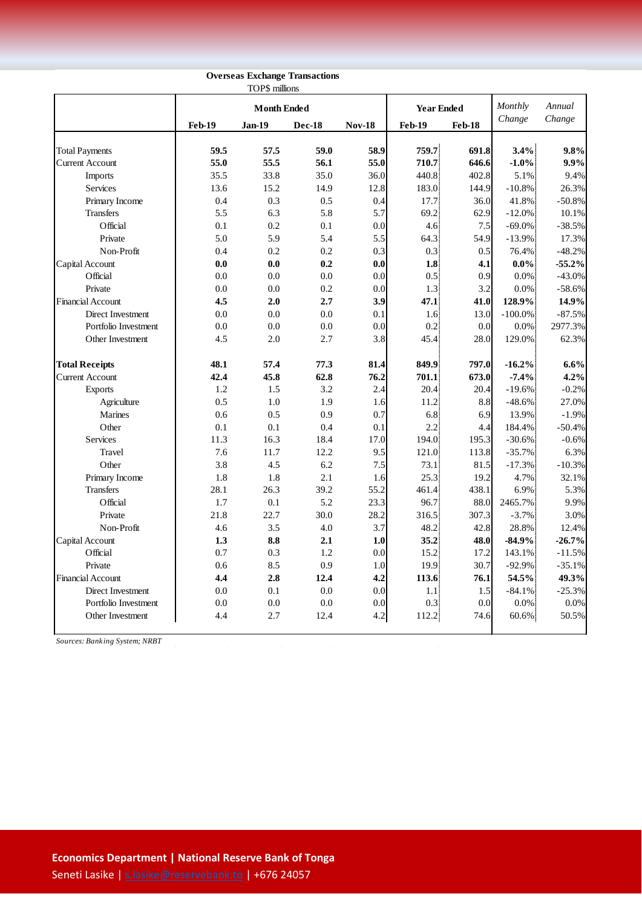**Overseas Exchange Transactions**
TOP$ millions

| | Month Ended | | | | Year Ended | | *Monthly Change* | *Annual Change* |
|---|---|---|---|---|---|---|---|---|
| | **Feb-19** | **Jan-19** | **Dec-18** | **Nov-18** | **Feb-19** | **Feb-18** | | |
| Total Payments | **59.5** | **57.5** | **59.0** | **58.9** | **759.7** | **691.8** | **3.4%** | **9.8%** |
| Current Account | **55.0** | **55.5** | **56.1** | **55.0** | **710.7** | **646.6** | **-1.0%** | **9.9%** |
| Imports | 35.5 | 33.8 | 35.0 | 36.0 | 440.8 | 402.8 | 5.1% | 9.4% |
| Services | 13.6 | 15.2 | 14.9 | 12.8 | 183.0 | 144.9 | -10.8% | 26.3% |
| Primary Income | 0.4 | 0.3 | 0.5 | 0.4 | 17.7 | 36.0 | 41.8% | -50.8% |
| Transfers | 5.5 | 6.3 | 5.8 | 5.7 | 69.2 | 62.9 | -12.0% | 10.1% |
| Official | 0.1 | 0.2 | 0.1 | 0.0 | 4.6 | 7.5 | -69.0% | -38.5% |
| Private | 5.0 | 5.9 | 5.4 | 5.5 | 64.3 | 54.9 | -13.9% | 17.3% |
| Non-Profit | 0.4 | 0.2 | 0.2 | 0.3 | 0.3 | 0.5 | 76.4% | -48.2% |
| Capital Account | **0.0** | **0.0** | **0.2** | **0.0** | **1.8** | **4.1** | **0.0%** | **-55.2%** |
| Official | 0.0 | 0.0 | 0.0 | 0.0 | 0.5 | 0.9 | 0.0% | -43.0% |
| Private | 0.0 | 0.0 | 0.2 | 0.0 | 1.3 | 3.2 | 0.0% | -58.6% |
| Financial Account | **4.5** | **2.0** | **2.7** | **3.9** | **47.1** | **41.0** | **128.9%** | **14.9%** |
| Direct Investment | 0.0 | 0.0 | 0.0 | 0.1 | 1.6 | 13.0 | -100.0% | -87.5% |
| Portfolio Investment | 0.0 | 0.0 | 0.0 | 0.0 | 0.2 | 0.0 | 0.0% | 2977.3% |
| Other Investment | 4.5 | 2.0 | 2.7 | 3.8 | 45.4 | 28.0 | 129.0% | 62.3% |
| **Total Receipts** | **48.1** | **57.4** | **77.3** | **81.4** | **849.9** | **797.0** | **-16.2%** | **6.6%** |
| Current Account | **42.4** | **45.8** | **62.8** | **76.2** | **701.1** | **673.0** | **-7.4%** | **4.2%** |
| Exports | 1.2 | 1.5 | 3.2 | 2.4 | 20.4 | 20.4 | -19.6% | -0.2% |
| Agriculture | 0.5 | 1.0 | 1.9 | 1.6 | 11.2 | 8.8 | -48.6% | 27.0% |
| Marines | 0.6 | 0.5 | 0.9 | 0.7 | 6.8 | 6.9 | 13.9% | -1.9% |
| Other | 0.1 | 0.1 | 0.4 | 0.1 | 2.2 | 4.4 | 184.4% | -50.4% |
| Services | 11.3 | 16.3 | 18.4 | 17.0 | 194.0 | 195.3 | -30.6% | -0.6% |
| Travel | 7.6 | 11.7 | 12.2 | 9.5 | 121.0 | 113.8 | -35.7% | 6.3% |
| Other | 3.8 | 4.5 | 6.2 | 7.5 | 73.1 | 81.5 | -17.3% | -10.3% |
| Primary Income | 1.8 | 1.8 | 2.1 | 1.6 | 25.3 | 19.2 | 4.7% | 32.1% |
| Transfers | 28.1 | 26.3 | 39.2 | 55.2 | 461.4 | 438.1 | 6.9% | 5.3% |
| Official | 1.7 | 0.1 | 5.2 | 23.3 | 96.7 | 88.0 | 2465.7% | 9.9% |
| Private | 21.8 | 22.7 | 30.0 | 28.2 | 316.5 | 307.3 | -3.7% | 3.0% |
| Non-Profit | 4.6 | 3.5 | 4.0 | 3.7 | 48.2 | 42.8 | 28.8% | 12.4% |
| Capital Account | **1.3** | **8.8** | **2.1** | **1.0** | **35.2** | **48.0** | **-84.9%** | **-26.7%** |
| Official | 0.7 | 0.3 | 1.2 | 0.0 | 15.2 | 17.2 | 143.1% | -11.5% |
| Private | 0.6 | 8.5 | 0.9 | 1.0 | 19.9 | 30.7 | -92.9% | -35.1% |
| Financial Account | **4.4** | **2.8** | **12.4** | **4.2** | **113.6** | **76.1** | **54.5%** | **49.3%** |
| Direct Investment | 0.0 | 0.1 | 0.0 | 0.0 | 1.1 | 1.5 | -84.1% | -25.3% |
| Portfolio Investment | 0.0 | 0.0 | 0.0 | 0.0 | 0.3 | 0.0 | 0.0% | 0.0% |
| Other Investment | 4.4 | 2.7 | 12.4 | 4.2 | 112.2 | 74.6 | 60.6% | 50.5% |

*Sources: Banking System; NRBT*

**Economics Department | National Reserve Bank of Tonga**
Seneti Lasike | s.lasike@reservebank.to | +676 24057